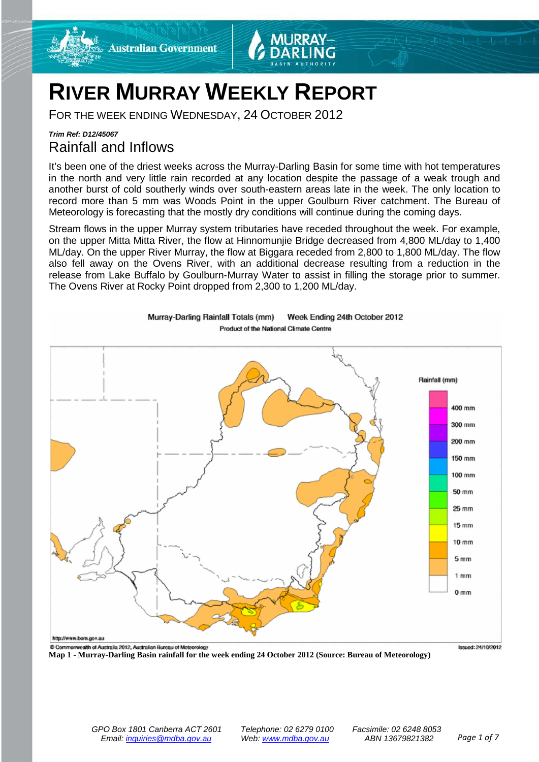# RIVER MURRAY WEEKLY REPORT

FOR THE WEEK ENDING WEDNESDAY, 24 OCTOBER 2012

***Trim Ref: D12/45067***

## Rainfall and Inflows

It's been one of the driest weeks across the Murray-Darling Basin for some time with hot temperatures in the north and very little rain recorded at any location despite the passage of a weak trough and another burst of cold southerly winds over south-eastern areas late in the week. The only location to record more than 5 mm was Woods Point in the upper Goulburn River catchment. The Bureau of Meteorology is forecasting that the mostly dry conditions will continue during the coming days.

Stream flows in the upper Murray system tributaries have receded throughout the week. For example, on the upper Mitta Mitta River, the flow at Hinnomunjie Bridge decreased from 4,800 ML/day to 1,400 ML/day. On the upper River Murray, the flow at Biggara receded from 2,800 to 1,800 ML/day. The flow also fell away on the Ovens River, with an additional decrease resulting from a reduction in the release from Lake Buffalo by Goulburn-Murray Water to assist in filling the storage prior to summer. The Ovens River at Rocky Point dropped from 2,300 to 1,200 ML/day.

**Map 1 - Murray-Darling Basin rainfall for the week ending 24 October 2012 (Source: Bureau of Meteorology)**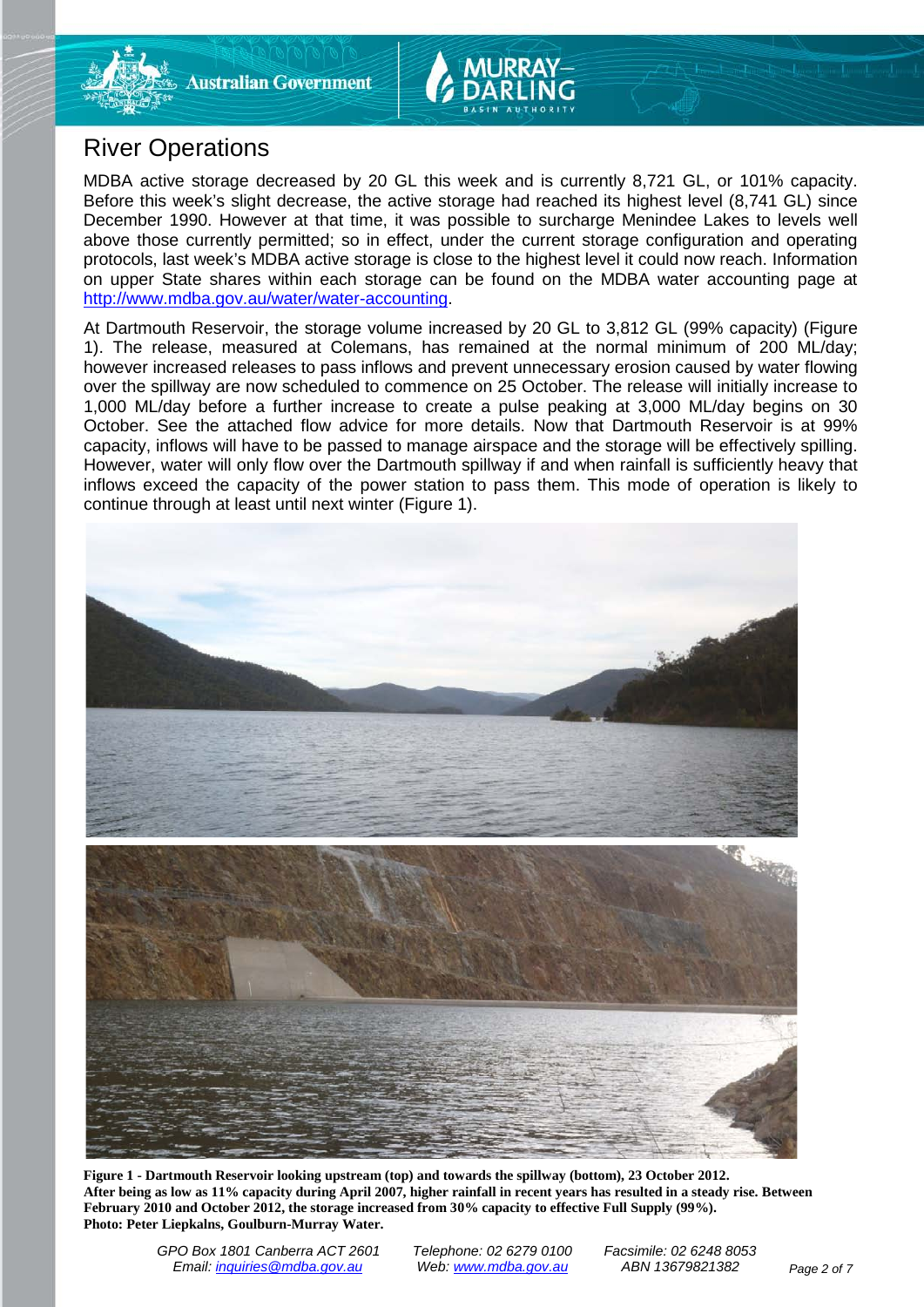# River Operations

MDBA active storage decreased by 20 GL this week and is currently 8,721 GL, or 101% capacity. Before this week's slight decrease, the active storage had reached its highest level (8,741 GL) since December 1990. However at that time, it was possible to surcharge Menindee Lakes to levels well above those currently permitted; so in effect, under the current storage configuration and operating protocols, last week's MDBA active storage is close to the highest level it could now reach. Information on upper State shares within each storage can be found on the MDBA water accounting page at http://www.mdba.gov.au/water/water-accounting.

At Dartmouth Reservoir, the storage volume increased by 20 GL to 3,812 GL (99% capacity) (Figure 1). The release, measured at Colemans, has remained at the normal minimum of 200 ML/day; however increased releases to pass inflows and prevent unnecessary erosion caused by water flowing over the spillway are now scheduled to commence on 25 October. The release will initially increase to 1,000 ML/day before a further increase to create a pulse peaking at 3,000 ML/day begins on 30 October. See the attached flow advice for more details. Now that Dartmouth Reservoir is at 99% capacity, inflows will have to be passed to manage airspace and the storage will be effectively spilling. However, water will only flow over the Dartmouth spillway if and when rainfall is sufficiently heavy that inflows exceed the capacity of the power station to pass them. This mode of operation is likely to continue through at least until next winter (Figure 1).

**Figure 1 - Dartmouth Reservoir looking upstream (top) and towards the spillway (bottom), 23 October 2012. After being as low as 11% capacity during April 2007, higher rainfall in recent years has resulted in a steady rise. Between February 2010 and October 2012, the storage increased from 30% capacity to effective Full Supply (99%). Photo: Peter Liepkalns, Goulburn-Murray Water.**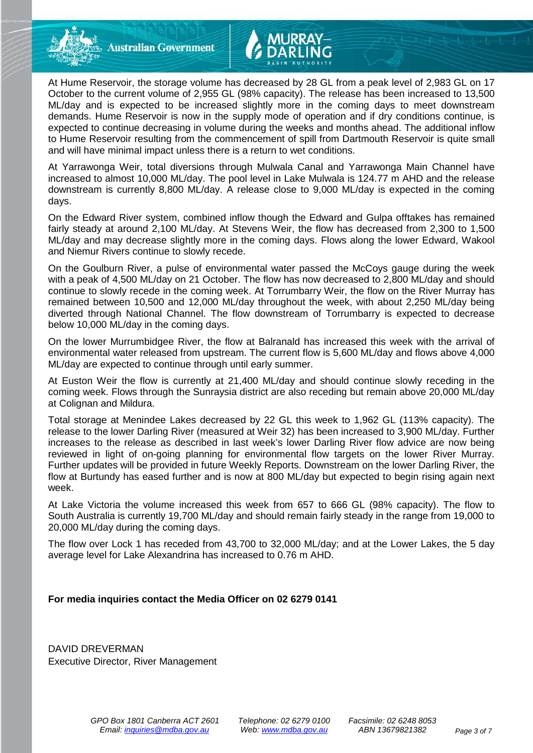At Hume Reservoir, the storage volume has decreased by 28 GL from a peak level of 2,983 GL on 17 October to the current volume of 2,955 GL (98% capacity). The release has been increased to 13,500 ML/day and is expected to be increased slightly more in the coming days to meet downstream demands. Hume Reservoir is now in the supply mode of operation and if dry conditions continue, is expected to continue decreasing in volume during the weeks and months ahead. The additional inflow to Hume Reservoir resulting from the commencement of spill from Dartmouth Reservoir is quite small and will have minimal impact unless there is a return to wet conditions.

At Yarrawonga Weir, total diversions through Mulwala Canal and Yarrawonga Main Channel have increased to almost 10,000 ML/day. The pool level in Lake Mulwala is 124.77 m AHD and the release downstream is currently 8,800 ML/day. A release close to 9,000 ML/day is expected in the coming days.

On the Edward River system, combined inflow though the Edward and Gulpa offtakes has remained fairly steady at around 2,100 ML/day. At Stevens Weir, the flow has decreased from 2,300 to 1,500 ML/day and may decrease slightly more in the coming days. Flows along the lower Edward, Wakool and Niemur Rivers continue to slowly recede.

On the Goulburn River, a pulse of environmental water passed the McCoys gauge during the week with a peak of 4,500 ML/day on 21 October. The flow has now decreased to 2,800 ML/day and should continue to slowly recede in the coming week. At Torrumbarry Weir, the flow on the River Murray has remained between 10,500 and 12,000 ML/day throughout the week, with about 2,250 ML/day being diverted through National Channel. The flow downstream of Torrumbarry is expected to decrease below 10,000 ML/day in the coming days.

On the lower Murrumbidgee River, the flow at Balranald has increased this week with the arrival of environmental water released from upstream. The current flow is 5,600 ML/day and flows above 4,000 ML/day are expected to continue through until early summer.

At Euston Weir the flow is currently at 21,400 ML/day and should continue slowly receding in the coming week. Flows through the Sunraysia district are also receding but remain above 20,000 ML/day at Colignan and Mildura.

Total storage at Menindee Lakes decreased by 22 GL this week to 1,962 GL (113% capacity). The release to the lower Darling River (measured at Weir 32) has been increased to 3,900 ML/day. Further increases to the release as described in last week's lower Darling River flow advice are now being reviewed in light of on-going planning for environmental flow targets on the lower River Murray. Further updates will be provided in future Weekly Reports. Downstream on the lower Darling River, the flow at Burtundy has eased further and is now at 800 ML/day but expected to begin rising again next week.

At Lake Victoria the volume increased this week from 657 to 666 GL (98% capacity). The flow to South Australia is currently 19,700 ML/day and should remain fairly steady in the range from 19,000 to 20,000 ML/day during the coming days.

The flow over Lock 1 has receded from 43,700 to 32,000 ML/day; and at the Lower Lakes, the 5 day average level for Lake Alexandrina has increased to 0.76 m AHD.

**For media inquiries contact the Media Officer on 02 6279 0141**

DAVID DREVERMAN
Executive Director, River Management

*GPO Box 1801 Canberra ACT 2601* | *Telephone: 02 6279 0100* | *Facsimile: 02 6248 8053*
*Email: inquiries@mdba.gov.au* | *Web: www.mdba.gov.au* | *ABN 13679821382*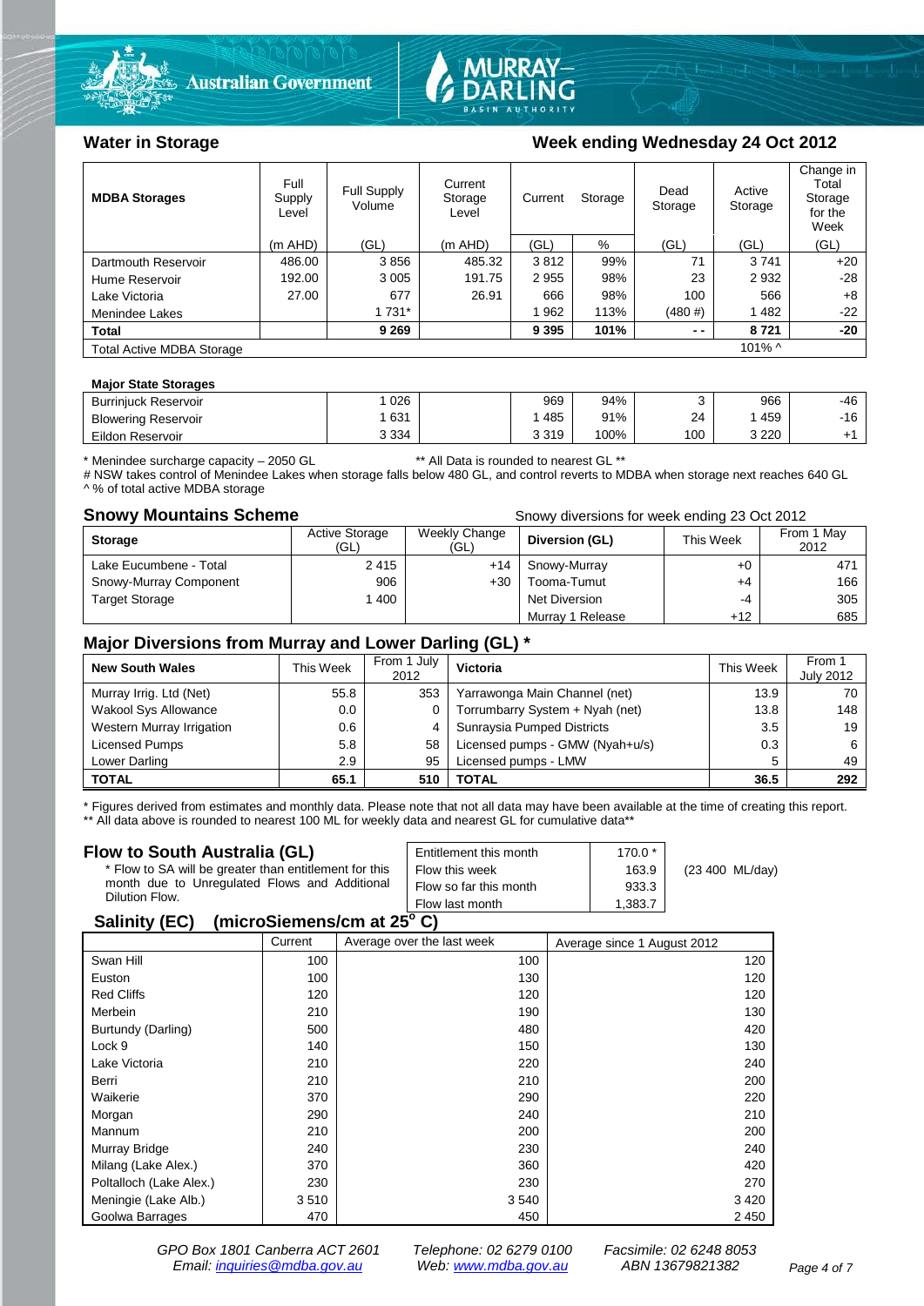## Water in Storage

**Week ending Wednesday 24 Oct 2012**

| MDBA Storages | Full Supply Level | Full Supply Volume | Current Storage Level | Current Storage | | Dead Storage | Active Storage | Change in Total Storage for the Week |
|---|---|---|---|---|---|---|---|---|
| | (m AHD) | (GL) | (m AHD) | (GL) | % | (GL) | (GL) | (GL) |
| Dartmouth Reservoir | 486.00 | 3 856 | 485.32 | 3 812 | 99% | 71 | 3 741 | +20 |
| Hume Reservoir | 192.00 | 3 005 | 191.75 | 2 955 | 98% | 23 | 2 932 | -28 |
| Lake Victoria | 27.00 | 677 | 26.91 | 666 | 98% | 100 | 566 | +8 |
| Menindee Lakes | | 1 731* | | 1 962 | 113% | (480 #) | 1 482 | -22 |
| **Total** | | **9 269** | | **9 395** | **101%** | **- -** | **8 721** | **-20** |
| Total Active MDBA Storage | | | | | | | 101% ^ | |

**Major State Storages**

| | | | | | | | |
|---|---|---|---|---|---|---|---|
| Burrinjuck Reservoir | 1 026 | | 969 | 94% | 3 | 966 | -46 |
| Blowering Reservoir | 1 631 | | 1 485 | 91% | 24 | 1 459 | -16 |
| Eildon Reservoir | 3 334 | | 3 319 | 100% | 100 | 3 220 | +1 |

\* Menindee surcharge capacity – 2050 GL ** All Data is rounded to nearest GL **

# NSW takes control of Menindee Lakes when storage falls below 480 GL, and control reverts to MDBA when storage next reaches 640 GL

^ % of total active MDBA storage

## Snowy Mountains Scheme

Snowy diversions for week ending 23 Oct 2012

| Storage | Active Storage (GL) | Weekly Change (GL) | Diversion (GL) | This Week | From 1 May 2012 |
|---|---|---|---|---|---|
| Lake Eucumbene - Total | 2 415 | +14 | Snowy-Murray | +0 | 471 |
| Snowy-Murray Component | 906 | +30 | Tooma-Tumut | +4 | 166 |
| Target Storage | 1 400 | | Net Diversion | -4 | 305 |
| | | | Murray 1 Release | +12 | 685 |

## Major Diversions from Murray and Lower Darling (GL) *

| New South Wales | This Week | From 1 July 2012 | Victoria | This Week | From 1 July 2012 |
|---|---|---|---|---|---|
| Murray Irrig. Ltd (Net) | 55.8 | 353 | Yarrawonga Main Channel (net) | 13.9 | 70 |
| Wakool Sys Allowance | 0.0 | 0 | Torrumbarry System + Nyah (net) | 13.8 | 148 |
| Western Murray Irrigation | 0.6 | 4 | Sunraysia Pumped Districts | 3.5 | 19 |
| Licensed Pumps | 5.8 | 58 | Licensed pumps - GMW (Nyah+u/s) | 0.3 | 6 |
| Lower Darling | 2.9 | 95 | Licensed pumps - LMW | 5 | 49 |
| **TOTAL** | **65.1** | **510** | **TOTAL** | **36.5** | **292** |

\* Figures derived from estimates and monthly data. Please note that not all data may have been available at the time of creating this report.

** All data above is rounded to nearest 100 ML for weekly data and nearest GL for cumulative data**

## Flow to South Australia (GL)

\* Flow to SA will be greater than entitlement for this month due to Unregulated Flows and Additional Dilution Flow.

| | | |
|---|---|---|
| Entitlement this month | 170.0 * | |
| Flow this week | 163.9 | (23 400 ML/day) |
| Flow so far this month | 933.3 | |
| Flow last month | 1,383.7 | |

## Salinity (EC) (microSiemens/cm at 25° C)

| | Current | Average over the last week | Average since 1 August 2012 |
|---|---|---|---|
| Swan Hill | 100 | 100 | 120 |
| Euston | 100 | 130 | 120 |
| Red Cliffs | 120 | 120 | 120 |
| Merbein | 210 | 190 | 130 |
| Burtundy (Darling) | 500 | 480 | 420 |
| Lock 9 | 140 | 150 | 130 |
| Lake Victoria | 210 | 220 | 240 |
| Berri | 210 | 210 | 200 |
| Waikerie | 370 | 290 | 220 |
| Morgan | 290 | 240 | 210 |
| Mannum | 210 | 200 | 200 |
| Murray Bridge | 240 | 230 | 240 |
| Milang (Lake Alex.) | 370 | 360 | 420 |
| Poltalloch (Lake Alex.) | 230 | 230 | 270 |
| Meningie (Lake Alb.) | 3 510 | 3 540 | 3 420 |
| Goolwa Barrages | 470 | 450 | 2 450 |

*GPO Box 1801 Canberra ACT 2601 Telephone: 02 6279 0100 Facsimile: 02 6248 8053*
*Email: inquiries@mdba.gov.au Web: www.mdba.gov.au ABN 13679821382*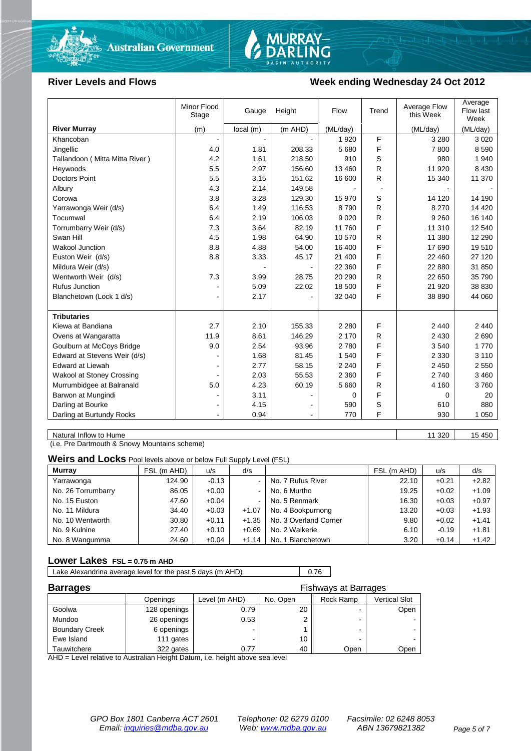Australian Government — MURRAY-DARLING BASIN AUTHORITY

## River Levels and Flows

## Week ending Wednesday 24 Oct 2012

| River Murray | Minor Flood Stage (m) | Gauge local (m) | Height (m AHD) | Flow (ML/day) | Trend | Average Flow this Week (ML/day) | Average Flow last Week (ML/day) |
|---|---|---|---|---|---|---|---|
| Khancoban | - | - | - | 1 920 | F | 3 280 | 3 020 |
| Jingellic | 4.0 | 1.81 | 208.33 | 5 680 | F | 7 800 | 8 590 |
| Tallandoon ( Mitta Mitta River ) | 4.2 | 1.61 | 218.50 | 910 | S | 980 | 1 940 |
| Heywoods | 5.5 | 2.97 | 156.60 | 13 460 | R | 11 920 | 8 430 |
| Doctors Point | 5.5 | 3.15 | 151.62 | 16 600 | R | 15 340 | 11 370 |
| Albury | 4.3 | 2.14 | 149.58 | - | - | - | - |
| Corowa | 3.8 | 3.28 | 129.30 | 15 970 | S | 14 120 | 14 190 |
| Yarrawonga Weir (d/s) | 6.4 | 1.49 | 116.53 | 8 790 | R | 8 270 | 14 420 |
| Tocumwal | 6.4 | 2.19 | 106.03 | 9 020 | R | 9 260 | 16 140 |
| Torrumbarry Weir (d/s) | 7.3 | 3.64 | 82.19 | 11 760 | F | 11 310 | 12 540 |
| Swan Hill | 4.5 | 1.98 | 64.90 | 10 570 | R | 11 380 | 12 290 |
| Wakool Junction | 8.8 | 4.88 | 54.00 | 16 400 | F | 17 690 | 19 510 |
| Euston Weir (d/s) | 8.8 | 3.33 | 45.17 | 21 400 | F | 22 460 | 27 120 |
| Mildura Weir (d/s) | | - | - | 22 360 | F | 22 880 | 31 850 |
| Wentworth Weir (d/s) | 7.3 | 3.99 | 28.75 | 20 290 | R | 22 650 | 35 790 |
| Rufus Junction | - | 5.09 | 22.02 | 18 500 | F | 21 920 | 38 830 |
| Blanchetown (Lock 1 d/s) | - | 2.17 | - | 32 040 | F | 38 890 | 44 060 |
| **Tributaries** | | | | | | | |
| Kiewa at Bandiana | 2.7 | 2.10 | 155.33 | 2 280 | F | 2 440 | 2 440 |
| Ovens at Wangaratta | 11.9 | 8.61 | 146.29 | 2 170 | R | 2 430 | 2 690 |
| Goulburn at McCoys Bridge | 9.0 | 2.54 | 93.96 | 2 780 | F | 3 540 | 1 770 |
| Edward at Stevens Weir (d/s) | - | 1.68 | 81.45 | 1 540 | F | 2 330 | 3 110 |
| Edward at Liewah | - | 2.77 | 58.15 | 2 240 | F | 2 450 | 2 550 |
| Wakool at Stoney Crossing | - | 2.03 | 55.53 | 2 360 | F | 2 740 | 3 460 |
| Murrumbidgee at Balranald | 5.0 | 4.23 | 60.19 | 5 660 | R | 4 160 | 3 760 |
| Barwon at Mungindi | - | 3.11 | - | 0 | F | 0 | 20 |
| Darling at Bourke | - | 4.15 | - | 590 | S | 610 | 880 |
| Darling at Burtundy Rocks | - | 0.94 | - | 770 | F | 930 | 1 050 |

| | This Week | Last Week |
|---|---|---|
| Natural Inflow to Hume | 11 320 | 15 450 |

(i.e. Pre Dartmouth & Snowy Mountains scheme)

### Weirs and Locks
Pool levels above or below Full Supply Level (FSL)

| Murray | FSL (m AHD) | u/s | d/s | | FSL (m AHD) | u/s | d/s |
|---|---|---|---|---|---|---|---|
| Yarrawonga | 124.90 | -0.13 | - | No. 7 Rufus River | 22.10 | +0.21 | +2.82 |
| No. 26 Torrumbarry | 86.05 | +0.00 | - | No. 6 Murtho | 19.25 | +0.02 | +1.09 |
| No. 15 Euston | 47.60 | +0.04 | - | No. 5 Renmark | 16.30 | +0.03 | +0.97 |
| No. 11 Mildura | 34.40 | +0.03 | +1.07 | No. 4 Bookpurnong | 13.20 | +0.03 | +1.93 |
| No. 10 Wentworth | 30.80 | +0.11 | +1.35 | No. 3 Overland Corner | 9.80 | +0.02 | +1.41 |
| No. 9 Kulnine | 27.40 | +0.10 | +0.69 | No. 2 Waikerie | 6.10 | -0.19 | +1.81 |
| No. 8 Wangumma | 24.60 | +0.04 | +1.14 | No. 1 Blanchetown | 3.20 | +0.14 | +1.42 |

### Lower Lakes
FSL = 0.75 m AHD

| | |
|---|---|
| Lake Alexandrina average level for the past 5 days (m AHD) | 0.76 |

### Barrages

| | Openings | Level (m AHD) | No. Open | Fishways at Barrages: Rock Ramp | Fishways at Barrages: Vertical Slot |
|---|---|---|---|---|---|
| Goolwa | 128 openings | 0.79 | 20 | - | Open |
| Mundoo | 26 openings | 0.53 | 2 | - | - |
| Boundary Creek | 6 openings | - | 1 | - | - |
| Ewe Island | 111 gates | - | 10 | - | - |
| Tauwitchere | 322 gates | 0.77 | 40 | Open | Open |

AHD = Level relative to Australian Height Datum, i.e. height above sea level

*GPO Box 1801 Canberra ACT 2601 — Telephone: 02 6279 0100 — Facsimile: 02 6248 8053*
*Email: inquiries@mdba.gov.au — Web: www.mdba.gov.au — ABN 13679821382*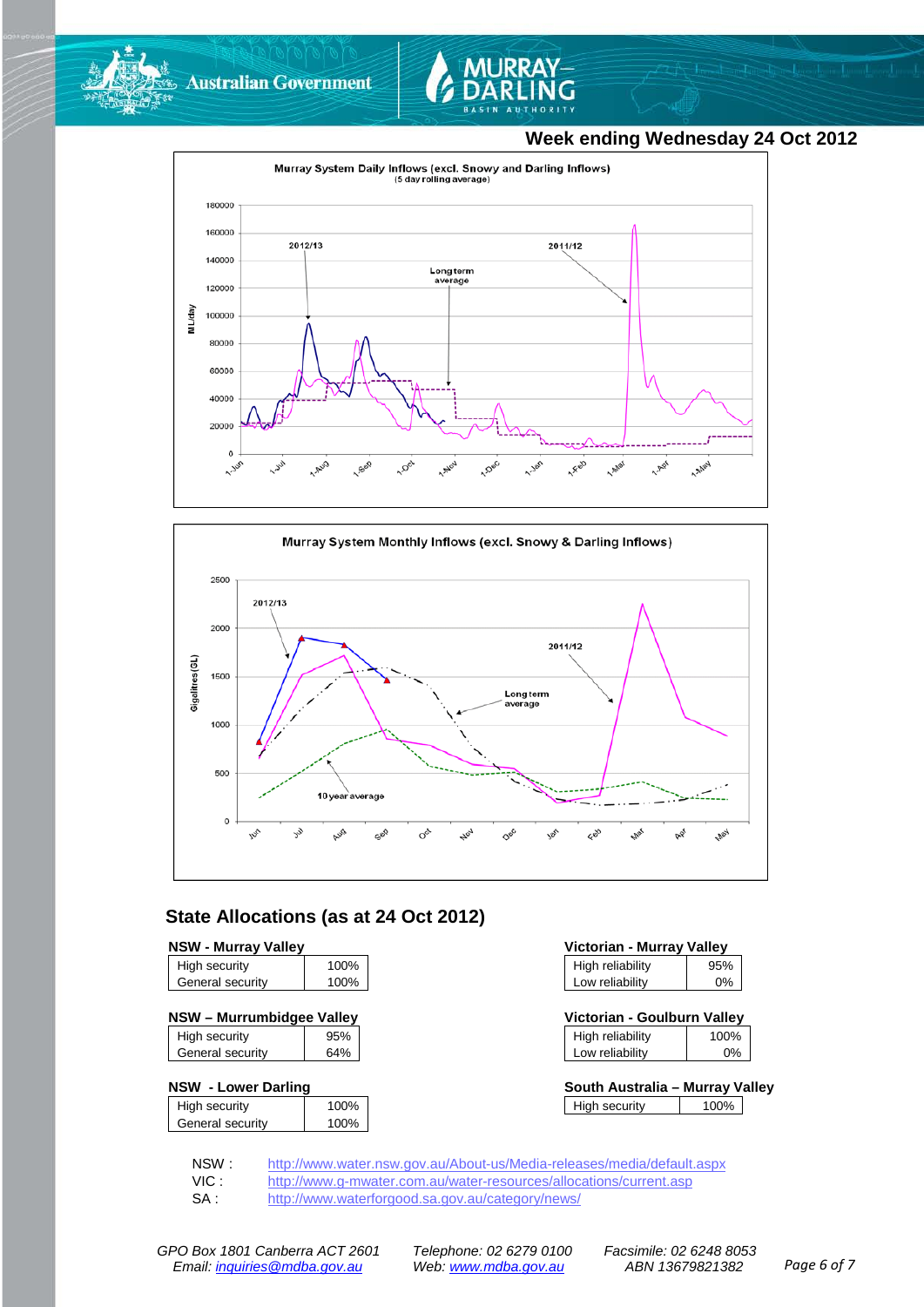## Week ending Wednesday 24 Oct 2012

Murray System Daily Inflows (excl. Snowy and Darling Inflows)
(5 day rolling average)

Murray System Monthly Inflows (excl. Snowy & Darling Inflows)

## State Allocations (as at 24 Oct 2012)

**NSW - Murray Valley**

| | |
|---|---|
| High security | 100% |
| General security | 100% |

**NSW – Murrumbidgee Valley**

| | |
|---|---|
| High security | 95% |
| General security | 64% |

**NSW - Lower Darling**

| | |
|---|---|
| High security | 100% |
| General security | 100% |

**Victorian - Murray Valley**

| | |
|---|---|
| High reliability | 95% |
| Low reliability | 0% |

**Victorian - Goulburn Valley**

| | |
|---|---|
| High reliability | 100% |
| Low reliability | 0% |

**South Australia – Murray Valley**

| | |
|---|---|
| High security | 100% |

NSW : http://www.water.nsw.gov.au/About-us/Media-releases/media/default.aspx
VIC : http://www.g-mwater.com.au/water-resources/allocations/current.asp
SA : http://www.waterforgood.sa.gov.au/category/news/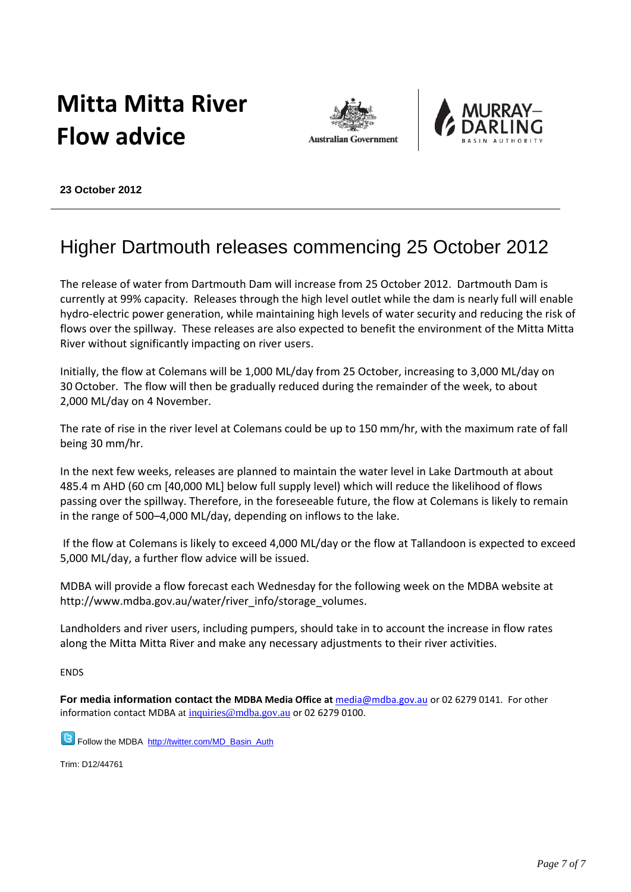# Mitta Mitta River Flow advice

**23 October 2012**

## Higher Dartmouth releases commencing 25 October 2012

The release of water from Dartmouth Dam will increase from 25 October 2012. Dartmouth Dam is currently at 99% capacity. Releases through the high level outlet while the dam is nearly full will enable hydro-electric power generation, while maintaining high levels of water security and reducing the risk of flows over the spillway. These releases are also expected to benefit the environment of the Mitta Mitta River without significantly impacting on river users.

Initially, the flow at Colemans will be 1,000 ML/day from 25 October, increasing to 3,000 ML/day on 30 October. The flow will then be gradually reduced during the remainder of the week, to about 2,000 ML/day on 4 November.

The rate of rise in the river level at Colemans could be up to 150 mm/hr, with the maximum rate of fall being 30 mm/hr.

In the next few weeks, releases are planned to maintain the water level in Lake Dartmouth at about 485.4 m AHD (60 cm [40,000 ML] below full supply level) which will reduce the likelihood of flows passing over the spillway. Therefore, in the foreseeable future, the flow at Colemans is likely to remain in the range of 500–4,000 ML/day, depending on inflows to the lake.

If the flow at Colemans is likely to exceed 4,000 ML/day or the flow at Tallandoon is expected to exceed 5,000 ML/day, a further flow advice will be issued.

MDBA will provide a flow forecast each Wednesday for the following week on the MDBA website at http://www.mdba.gov.au/water/river_info/storage_volumes.

Landholders and river users, including pumpers, should take in to account the increase in flow rates along the Mitta Mitta River and make any necessary adjustments to their river activities.

ENDS

**For media information contact the MDBA Media Office at** media@mdba.gov.au or 02 6279 0141. For other information contact MDBA at inquiries@mdba.gov.au or 02 6279 0100.

Follow the MDBA http://twitter.com/MD_Basin_Auth

Trim: D12/44761